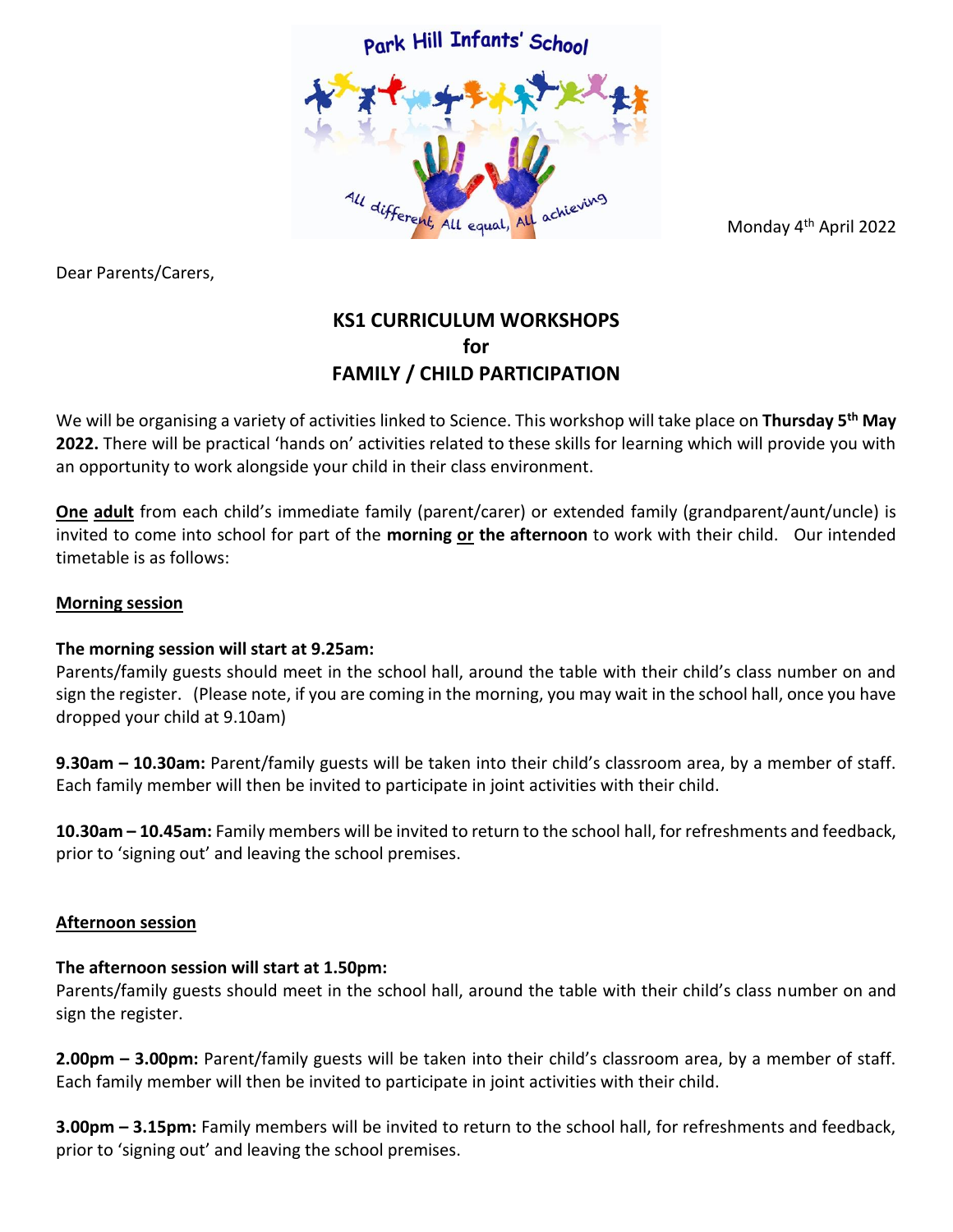Park Hill Infants' School

All different, All equal, All achieving

Monday 4th April 2022

Dear Parents/Carers,

## KS1 CURRICULUM WORKSHOPS
## for
## FAMILY / CHILD PARTICIPATION

We will be organising a variety of activities linked to Science. This workshop will take place on **Thursday 5th May 2022.** There will be practical 'hands on' activities related to these skills for learning which will provide you with an opportunity to work alongside your child in their class environment.

**One adult** from each child's immediate family (parent/carer) or extended family (grandparent/aunt/uncle) is invited to come into school for part of the **morning or the afternoon** to work with their child. Our intended timetable is as follows:

**Morning session**

**The morning session will start at 9.25am:**
Parents/family guests should meet in the school hall, around the table with their child's class number on and sign the register. (Please note, if you are coming in the morning, you may wait in the school hall, once you have dropped your child at 9.10am)

**9.30am – 10.30am:** Parent/family guests will be taken into their child's classroom area, by a member of staff. Each family member will then be invited to participate in joint activities with their child.

**10.30am – 10.45am:** Family members will be invited to return to the school hall, for refreshments and feedback, prior to 'signing out' and leaving the school premises.

**Afternoon session**

**The afternoon session will start at 1.50pm:**
Parents/family guests should meet in the school hall, around the table with their child's class number on and sign the register.

**2.00pm – 3.00pm:** Parent/family guests will be taken into their child's classroom area, by a member of staff. Each family member will then be invited to participate in joint activities with their child.

**3.00pm – 3.15pm:** Family members will be invited to return to the school hall, for refreshments and feedback, prior to 'signing out' and leaving the school premises.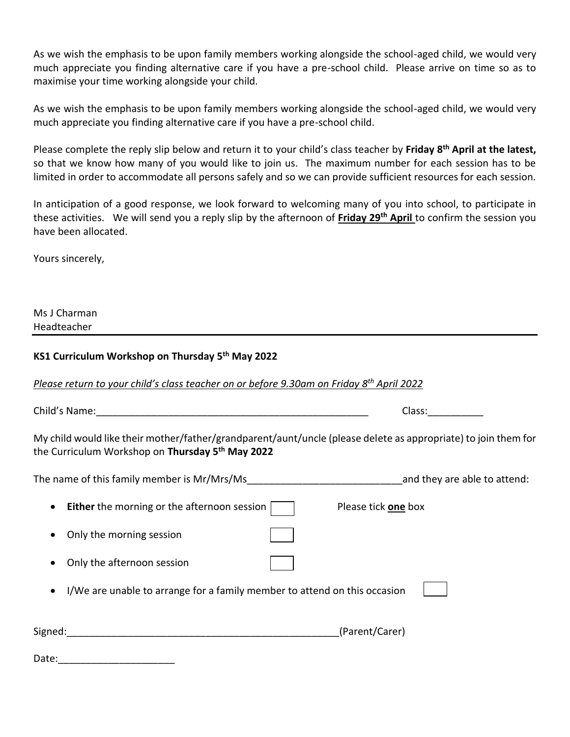As we wish the emphasis to be upon family members working alongside the school-aged child, we would very much appreciate you finding alternative care if you have a pre-school child. Please arrive on time so as to maximise your time working alongside your child.

As we wish the emphasis to be upon family members working alongside the school-aged child, we would very much appreciate you finding alternative care if you have a pre-school child.

Please complete the reply slip below and return it to your child's class teacher by **Friday 8th April at the latest,** so that we know how many of you would like to join us. The maximum number for each session has to be limited in order to accommodate all persons safely and so we can provide sufficient resources for each session.

In anticipation of a good response, we look forward to welcoming many of you into school, to participate in these activities. We will send you a reply slip by the afternoon of **Friday 29th April** to confirm the session you have been allocated.

Yours sincerely,

Ms J Charman
Headteacher

---

**KS1 Curriculum Workshop on Thursday 5th May 2022**

*Please return to your child's class teacher on or before 9.30am on Friday 8th April 2022*

Child's Name:___________________________________________________ Class:__________

My child would like their mother/father/grandparent/aunt/uncle (please delete as appropriate) to join them for the Curriculum Workshop on **Thursday 5th May 2022**

The name of this family member is Mr/Mrs/Ms____________________________and they are able to attend:

- **Either** the morning or the afternoon session ☐ Please tick **one** box
- Only the morning session ☐
- Only the afternoon session ☐
- I/We are unable to arrange for a family member to attend on this occasion ☐

Signed:__________________________________________________(Parent/Carer)

Date:_____________________